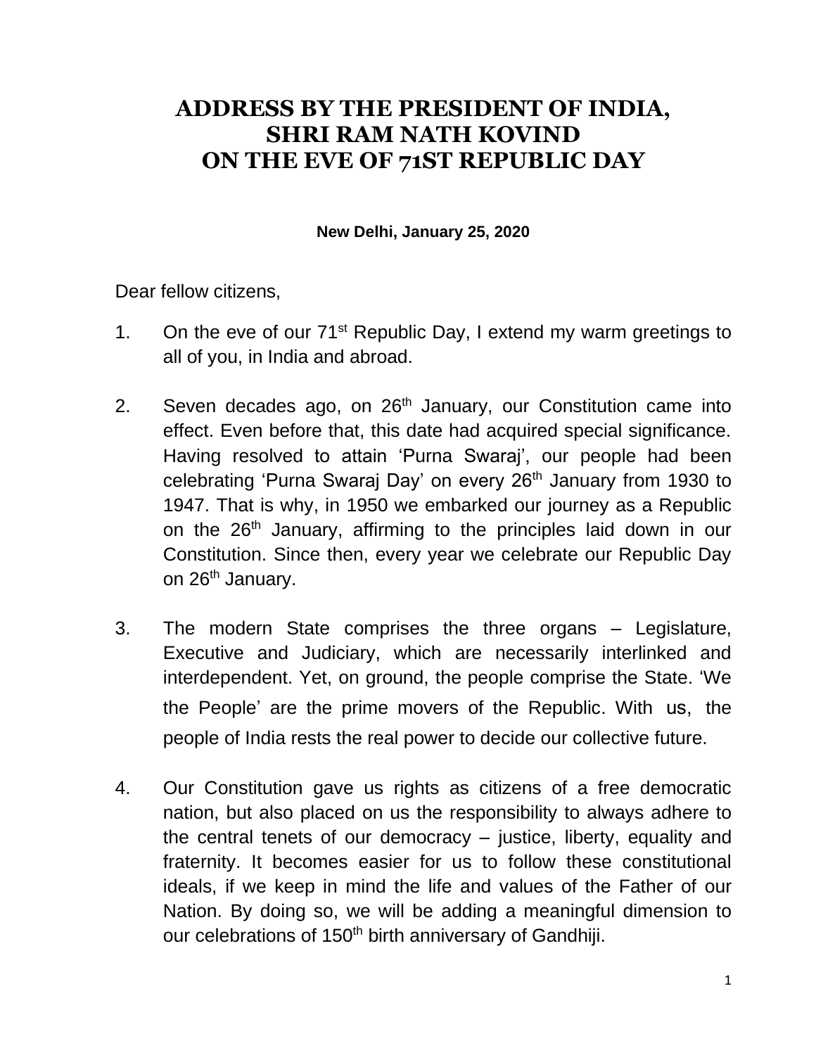# ADDRESS BY THE PRESIDENT OF INDIA, SHRI RAM NATH KOVIND ON THE EVE OF 71ST REPUBLIC DAY

**New Delhi, January 25, 2020**

Dear fellow citizens,

1. On the eve of our 71st Republic Day, I extend my warm greetings to all of you, in India and abroad.

2. Seven decades ago, on 26th January, our Constitution came into effect. Even before that, this date had acquired special significance. Having resolved to attain 'Purna Swaraj', our people had been celebrating 'Purna Swaraj Day' on every 26th January from 1930 to 1947. That is why, in 1950 we embarked our journey as a Republic on the 26th January, affirming to the principles laid down in our Constitution. Since then, every year we celebrate our Republic Day on 26th January.

3. The modern State comprises the three organs – Legislature, Executive and Judiciary, which are necessarily interlinked and interdependent. Yet, on ground, the people comprise the State. 'We the People' are the prime movers of the Republic. With us, the people of India rests the real power to decide our collective future.

4. Our Constitution gave us rights as citizens of a free democratic nation, but also placed on us the responsibility to always adhere to the central tenets of our democracy – justice, liberty, equality and fraternity. It becomes easier for us to follow these constitutional ideals, if we keep in mind the life and values of the Father of our Nation. By doing so, we will be adding a meaningful dimension to our celebrations of 150th birth anniversary of Gandhiji.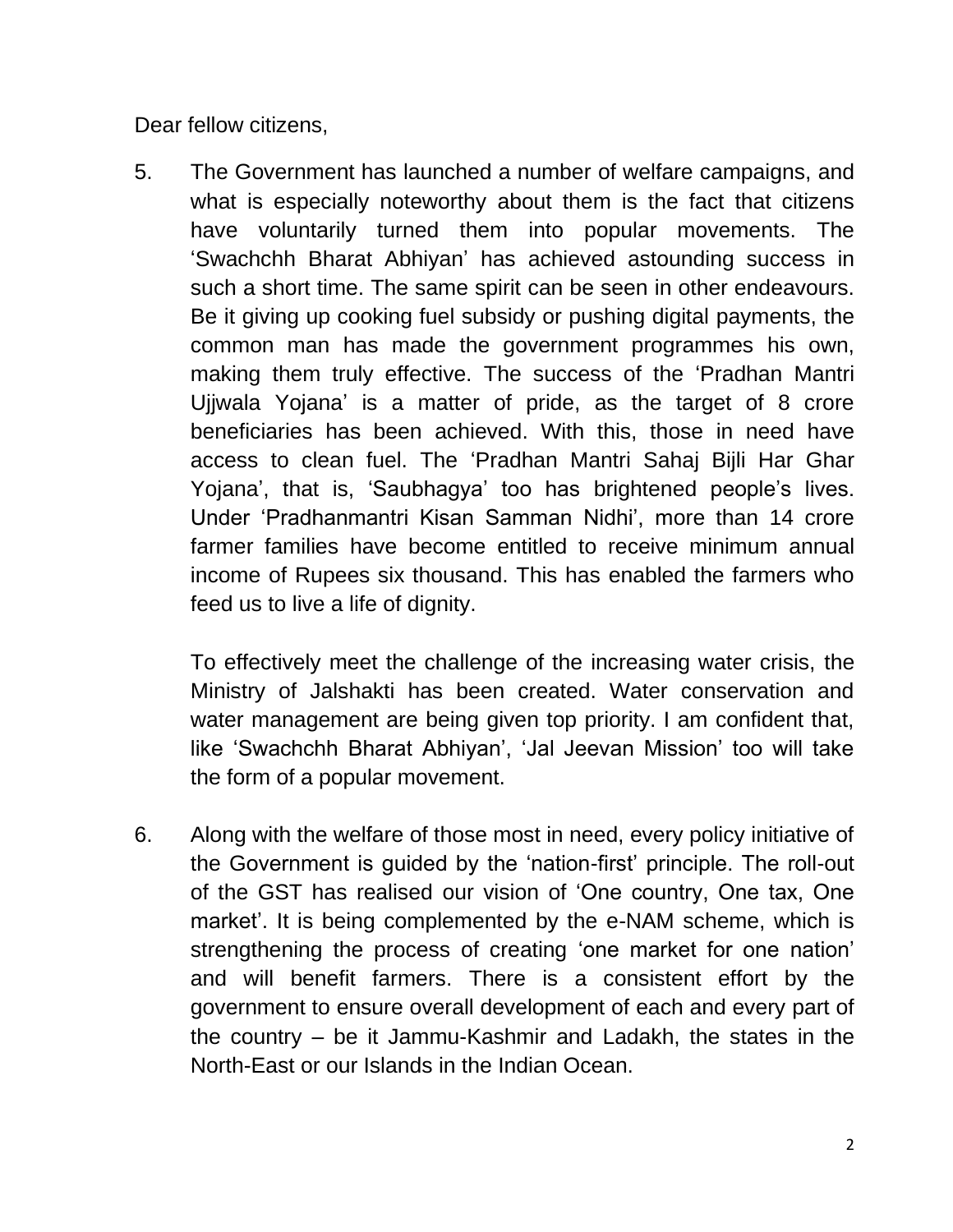Dear fellow citizens,

5. The Government has launched a number of welfare campaigns, and what is especially noteworthy about them is the fact that citizens have voluntarily turned them into popular movements. The 'Swachchh Bharat Abhiyan' has achieved astounding success in such a short time. The same spirit can be seen in other endeavours. Be it giving up cooking fuel subsidy or pushing digital payments, the common man has made the government programmes his own, making them truly effective. The success of the 'Pradhan Mantri Ujjwala Yojana' is a matter of pride, as the target of 8 crore beneficiaries has been achieved. With this, those in need have access to clean fuel. The 'Pradhan Mantri Sahaj Bijli Har Ghar Yojana', that is, 'Saubhagya' too has brightened people's lives. Under 'Pradhanmantri Kisan Samman Nidhi', more than 14 crore farmer families have become entitled to receive minimum annual income of Rupees six thousand. This has enabled the farmers who feed us to live a life of dignity.

   To effectively meet the challenge of the increasing water crisis, the Ministry of Jalshakti has been created. Water conservation and water management are being given top priority. I am confident that, like 'Swachchh Bharat Abhiyan', 'Jal Jeevan Mission' too will take the form of a popular movement.

6. Along with the welfare of those most in need, every policy initiative of the Government is guided by the 'nation-first' principle. The roll-out of the GST has realised our vision of 'One country, One tax, One market'. It is being complemented by the e-NAM scheme, which is strengthening the process of creating 'one market for one nation' and will benefit farmers. There is a consistent effort by the government to ensure overall development of each and every part of the country – be it Jammu-Kashmir and Ladakh, the states in the North-East or our Islands in the Indian Ocean.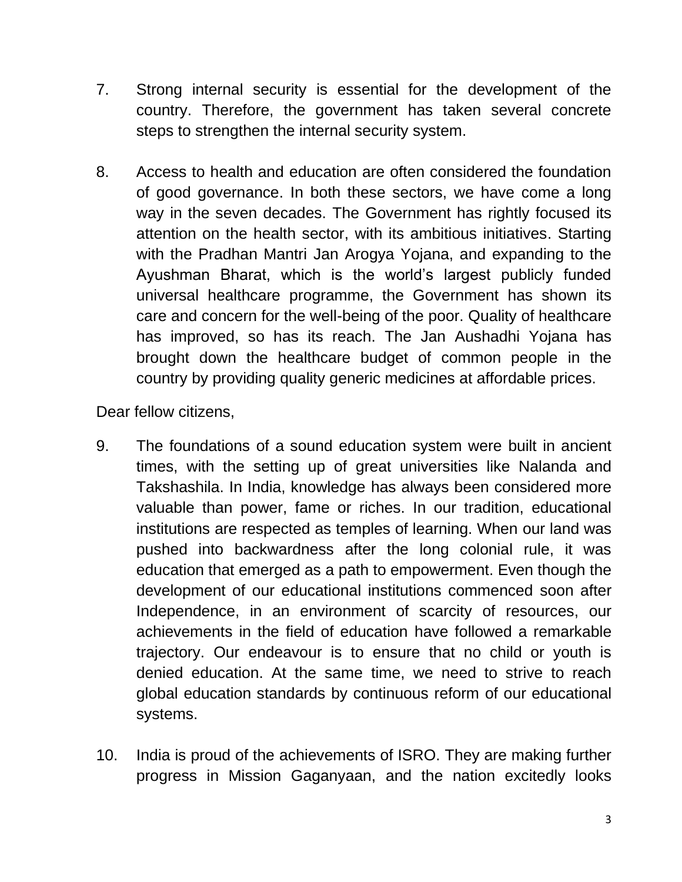7. Strong internal security is essential for the development of the country. Therefore, the government has taken several concrete steps to strengthen the internal security system.

8. Access to health and education are often considered the foundation of good governance. In both these sectors, we have come a long way in the seven decades. The Government has rightly focused its attention on the health sector, with its ambitious initiatives. Starting with the Pradhan Mantri Jan Arogya Yojana, and expanding to the Ayushman Bharat, which is the world's largest publicly funded universal healthcare programme, the Government has shown its care and concern for the well-being of the poor. Quality of healthcare has improved, so has its reach. The Jan Aushadhi Yojana has brought down the healthcare budget of common people in the country by providing quality generic medicines at affordable prices.

Dear fellow citizens,

9. The foundations of a sound education system were built in ancient times, with the setting up of great universities like Nalanda and Takshashila. In India, knowledge has always been considered more valuable than power, fame or riches. In our tradition, educational institutions are respected as temples of learning. When our land was pushed into backwardness after the long colonial rule, it was education that emerged as a path to empowerment. Even though the development of our educational institutions commenced soon after Independence, in an environment of scarcity of resources, our achievements in the field of education have followed a remarkable trajectory. Our endeavour is to ensure that no child or youth is denied education. At the same time, we need to strive to reach global education standards by continuous reform of our educational systems.

10. India is proud of the achievements of ISRO. They are making further progress in Mission Gaganyaan, and the nation excitedly looks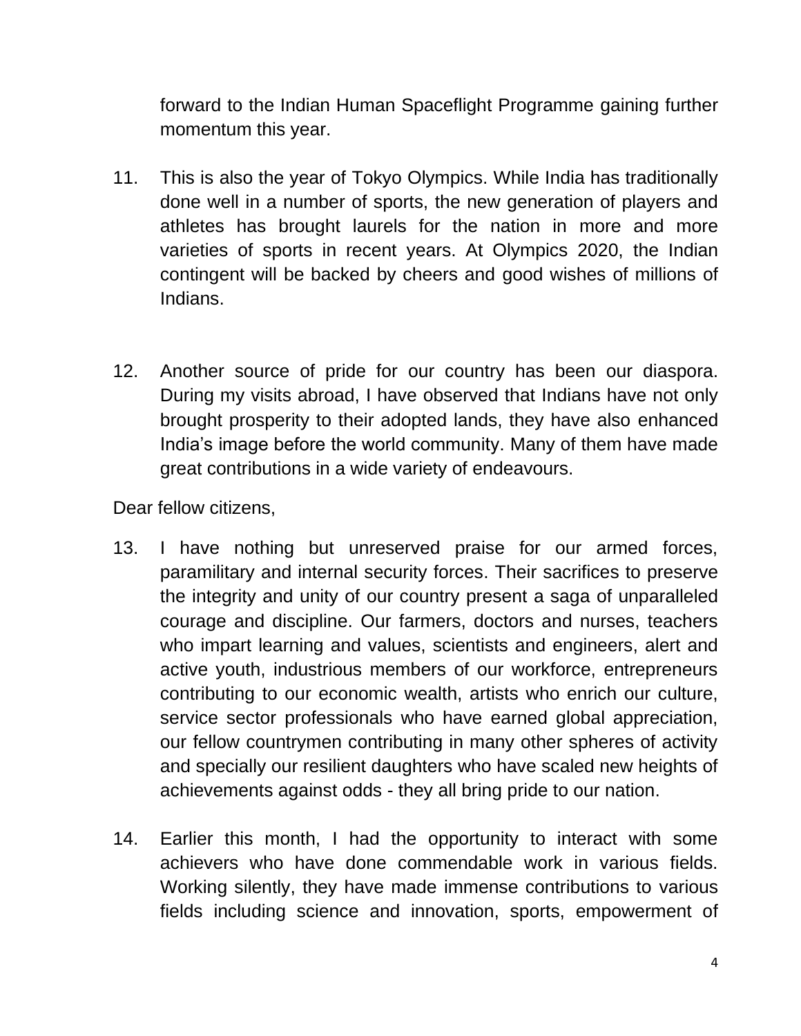forward to the Indian Human Spaceflight Programme gaining further momentum this year.

11. This is also the year of Tokyo Olympics. While India has traditionally done well in a number of sports, the new generation of players and athletes has brought laurels for the nation in more and more varieties of sports in recent years. At Olympics 2020, the Indian contingent will be backed by cheers and good wishes of millions of Indians.

12. Another source of pride for our country has been our diaspora. During my visits abroad, I have observed that Indians have not only brought prosperity to their adopted lands, they have also enhanced India's image before the world community. Many of them have made great contributions in a wide variety of endeavours.

Dear fellow citizens,

13. I have nothing but unreserved praise for our armed forces, paramilitary and internal security forces. Their sacrifices to preserve the integrity and unity of our country present a saga of unparalleled courage and discipline. Our farmers, doctors and nurses, teachers who impart learning and values, scientists and engineers, alert and active youth, industrious members of our workforce, entrepreneurs contributing to our economic wealth, artists who enrich our culture, service sector professionals who have earned global appreciation, our fellow countrymen contributing in many other spheres of activity and specially our resilient daughters who have scaled new heights of achievements against odds - they all bring pride to our nation.

14. Earlier this month, I had the opportunity to interact with some achievers who have done commendable work in various fields. Working silently, they have made immense contributions to various fields including science and innovation, sports, empowerment of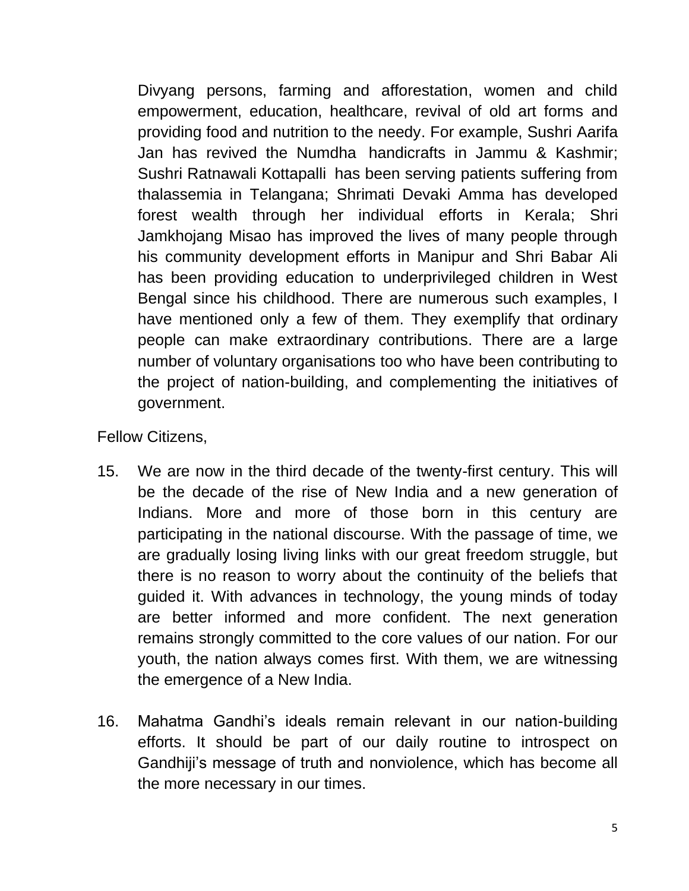Divyang persons, farming and afforestation, women and child empowerment, education, healthcare, revival of old art forms and providing food and nutrition to the needy. For example, Sushri Aarifa Jan has revived the Numdha handicrafts in Jammu & Kashmir; Sushri Ratnawali Kottapalli has been serving patients suffering from thalassemia in Telangana; Shrimati Devaki Amma has developed forest wealth through her individual efforts in Kerala; Shri Jamkhojang Misao has improved the lives of many people through his community development efforts in Manipur and Shri Babar Ali has been providing education to underprivileged children in West Bengal since his childhood. There are numerous such examples, I have mentioned only a few of them. They exemplify that ordinary people can make extraordinary contributions. There are a large number of voluntary organisations too who have been contributing to the project of nation-building, and complementing the initiatives of government.

Fellow Citizens,

15. We are now in the third decade of the twenty-first century. This will be the decade of the rise of New India and a new generation of Indians. More and more of those born in this century are participating in the national discourse. With the passage of time, we are gradually losing living links with our great freedom struggle, but there is no reason to worry about the continuity of the beliefs that guided it. With advances in technology, the young minds of today are better informed and more confident. The next generation remains strongly committed to the core values of our nation. For our youth, the nation always comes first. With them, we are witnessing the emergence of a New India.

16. Mahatma Gandhi's ideals remain relevant in our nation-building efforts. It should be part of our daily routine to introspect on Gandhiji's message of truth and nonviolence, which has become all the more necessary in our times.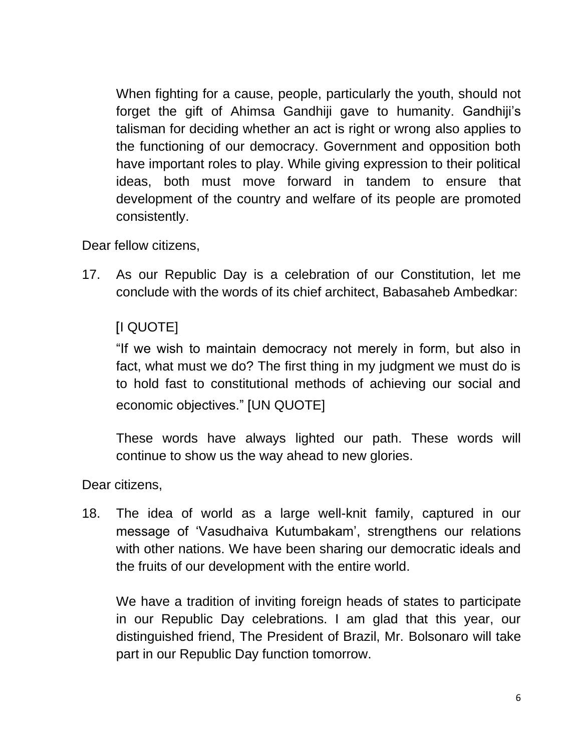When fighting for a cause, people, particularly the youth, should not forget the gift of Ahimsa Gandhiji gave to humanity. Gandhiji's talisman for deciding whether an act is right or wrong also applies to the functioning of our democracy. Government and opposition both have important roles to play. While giving expression to their political ideas, both must move forward in tandem to ensure that development of the country and welfare of its people are promoted consistently.

Dear fellow citizens,

17. As our Republic Day is a celebration of our Constitution, let me conclude with the words of its chief architect, Babasaheb Ambedkar:

    [I QUOTE]

    "If we wish to maintain democracy not merely in form, but also in fact, what must we do? The first thing in my judgment we must do is to hold fast to constitutional methods of achieving our social and economic objectives." [UN QUOTE]

    These words have always lighted our path. These words will continue to show us the way ahead to new glories.

Dear citizens,

18. The idea of world as a large well-knit family, captured in our message of 'Vasudhaiva Kutumbakam', strengthens our relations with other nations. We have been sharing our democratic ideals and the fruits of our development with the entire world.

    We have a tradition of inviting foreign heads of states to participate in our Republic Day celebrations. I am glad that this year, our distinguished friend, The President of Brazil, Mr. Bolsonaro will take part in our Republic Day function tomorrow.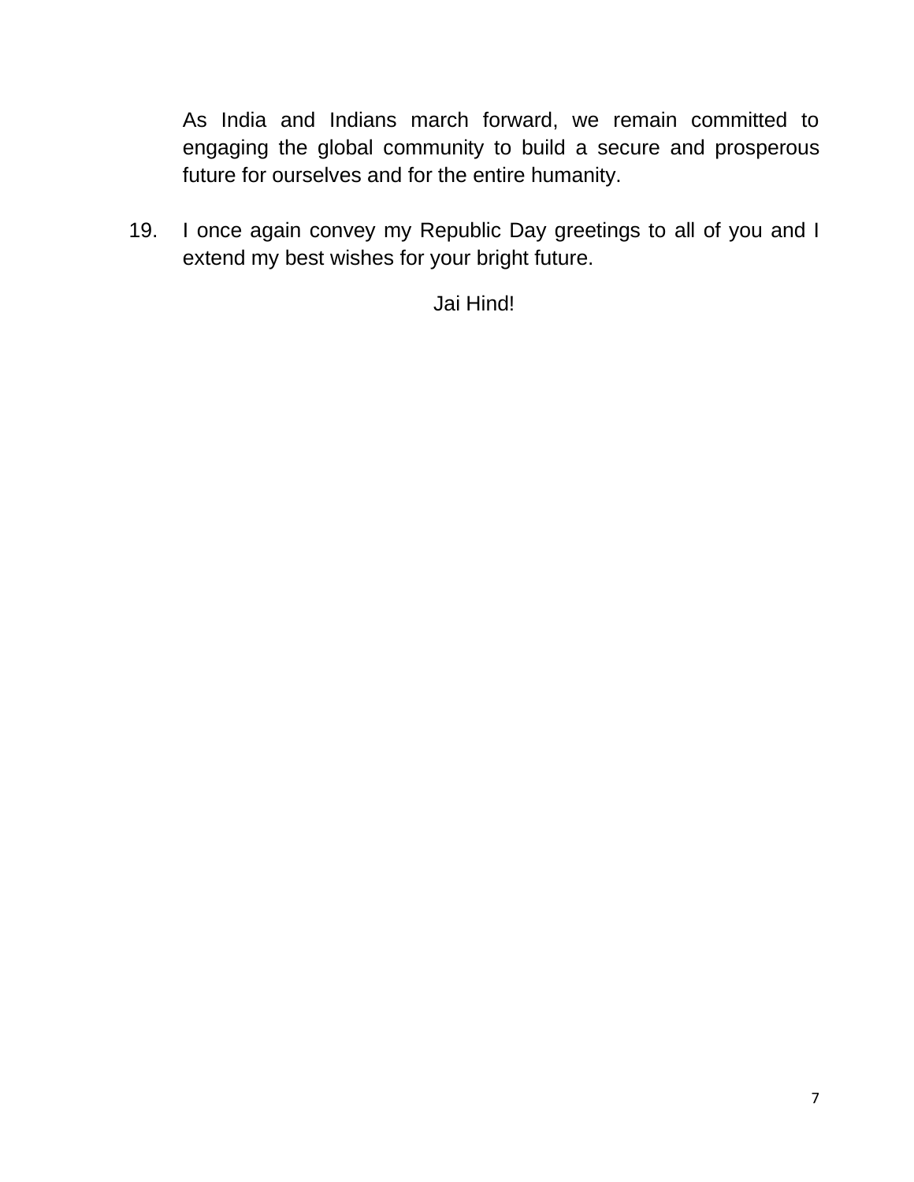As India and Indians march forward, we remain committed to engaging the global community to build a secure and prosperous future for ourselves and for the entire humanity.

19. I once again convey my Republic Day greetings to all of you and I extend my best wishes for your bright future.

Jai Hind!